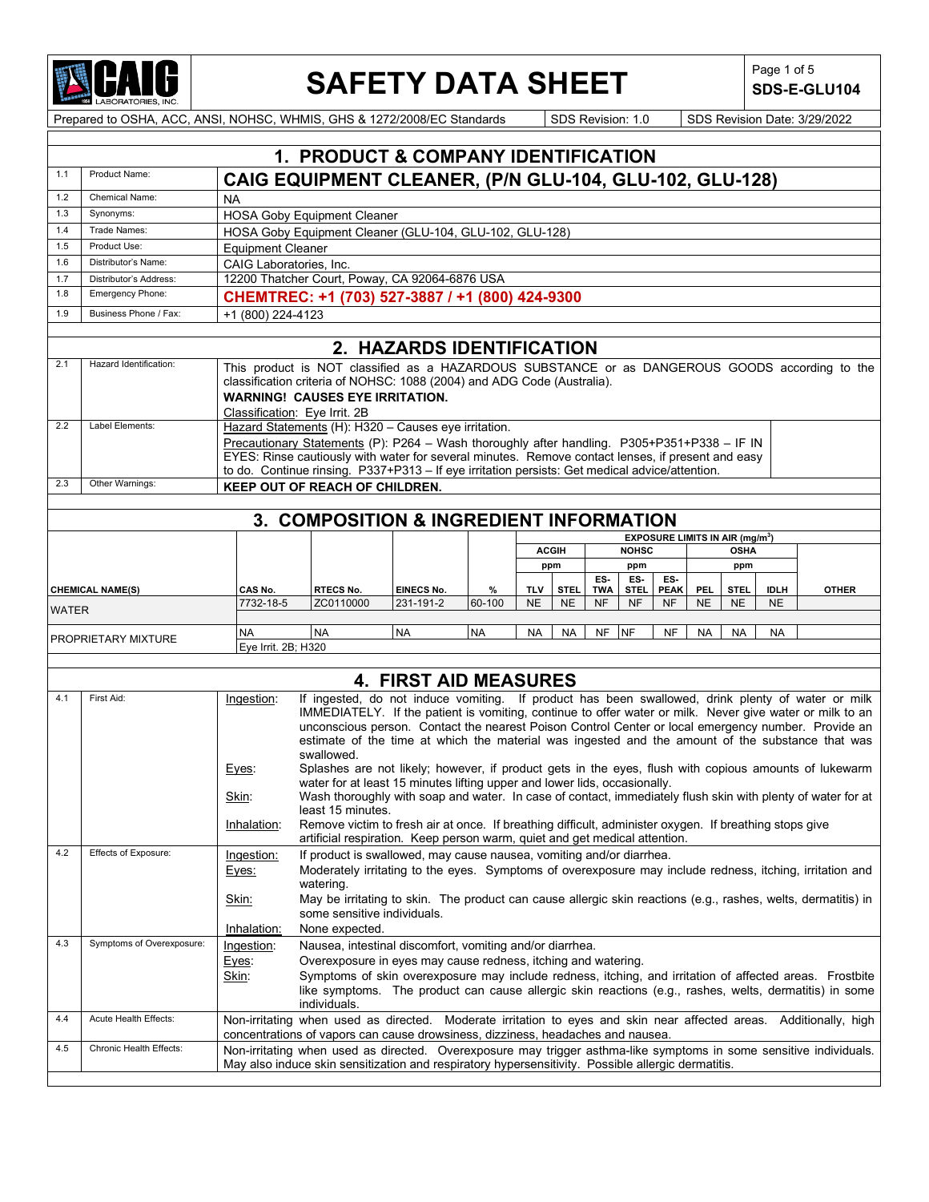# SAFETY DATA SHEET

Prepared to OSHA, ACC, ANSI, NOHSC, WHMIS, GHS & 1272/2008/EC Standards | SDS Revision: 1.0 | SDS Revision Date: 3/29/2022

SDS-E-GLU104

## 1. PRODUCT & COMPANY IDENTIFICATION

| | | |
|---|---|---|
| 1.1 | Product Name: | **CAIG EQUIPMENT CLEANER, (P/N GLU-104, GLU-102, GLU-128)** |
| 1.2 | Chemical Name: | NA |
| 1.3 | Synonyms: | HOSA Goby Equipment Cleaner |
| 1.4 | Trade Names: | HOSA Goby Equipment Cleaner (GLU-104, GLU-102, GLU-128) |
| 1.5 | Product Use: | Equipment Cleaner |
| 1.6 | Distributor's Name: | CAIG Laboratories, Inc. |
| 1.7 | Distributor's Address: | 12200 Thatcher Court, Poway, CA 92064-6876 USA |
| 1.8 | Emergency Phone: | **CHEMTREC: +1 (703) 527-3887 / +1 (800) 424-9300** |
| 1.9 | Business Phone / Fax: | +1 (800) 224-4123 |

## 2. HAZARDS IDENTIFICATION

| | | |
|---|---|---|
| 2.1 | Hazard Identification: | This product is NOT classified as a HAZARDOUS SUBSTANCE or as DANGEROUS GOODS according to the classification criteria of NOHSC: 1088 (2004) and ADG Code (Australia).<br>**WARNING! CAUSES EYE IRRITATION.**<br>Classification: Eye Irrit. 2B |
| 2.2 | Label Elements: | Hazard Statements (H): H320 – Causes eye irritation.<br>Precautionary Statements (P): P264 – Wash thoroughly after handling. P305+P351+P338 – IF IN EYES: Rinse cautiously with water for several minutes. Remove contact lenses, if present and easy to do. Continue rinsing. P337+P313 – If eye irritation persists: Get medical advice/attention. |
| 2.3 | Other Warnings: | **KEEP OUT OF REACH OF CHILDREN.** |

## 3. COMPOSITION & INGREDIENT INFORMATION

| | | | | | EXPOSURE LIMITS IN AIR (mg/m$^3$) | | | | | | | | |
|---|---|---|---|---|---|---|---|---|---|---|---|---|---|
| | | | | | ACGIH | | NOHSC | | | OSHA | | | |
| | | | | | ppm | | ppm | | | ppm | | | |
| **CHEMICAL NAME(S)** | **CAS No.** | **RTECS No.** | **EINECS No.** | **%** | **TLV** | **STEL** | **ES-TWA** | **ES-STEL** | **ES-PEAK** | **PEL** | **STEL** | **IDLH** | **OTHER** |
| WATER | 7732-18-5 | ZC0110000 | 231-191-2 | 60-100 | NE | NE | NF | NF | NF | NE | NE | NE | |
| PROPRIETARY MIXTURE | NA<br>Eye Irrit. 2B; H320 | NA | NA | NA | NA | NA | NF | NF | NF | NA | NA | NA | |

## 4. FIRST AID MEASURES

| | | |
|---|---|---|
| 4.1 | First Aid: | Ingestion: If ingested, do not induce vomiting. If product has been swallowed, drink plenty of water or milk IMMEDIATELY. If the patient is vomiting, continue to offer water or milk. Never give water or milk to an unconscious person. Contact the nearest Poison Control Center or local emergency number. Provide an estimate of the time at which the material was ingested and the amount of the substance that was swallowed.<br>Eyes: Splashes are not likely; however, if product gets in the eyes, flush with copious amounts of lukewarm water for at least 15 minutes lifting upper and lower lids, occasionally.<br>Skin: Wash thoroughly with soap and water. In case of contact, immediately flush skin with plenty of water for at least 15 minutes.<br>Inhalation: Remove victim to fresh air at once. If breathing difficult, administer oxygen. If breathing stops give artificial respiration. Keep person warm, quiet and get medical attention. |
| 4.2 | Effects of Exposure: | Ingestion: If product is swallowed, may cause nausea, vomiting and/or diarrhea.<br>Eyes: Moderately irritating to the eyes. Symptoms of overexposure may include redness, itching, irritation and watering.<br>Skin: May be irritating to skin. The product can cause allergic skin reactions (e.g., rashes, welts, dermatitis) in some sensitive individuals.<br>Inhalation: None expected. |
| 4.3 | Symptoms of Overexposure: | Ingestion: Nausea, intestinal discomfort, vomiting and/or diarrhea.<br>Eyes: Overexposure in eyes may cause redness, itching and watering.<br>Skin: Symptoms of skin overexposure may include redness, itching, and irritation of affected areas. Frostbite like symptoms. The product can cause allergic skin reactions (e.g., rashes, welts, dermatitis) in some individuals. |
| 4.4 | Acute Health Effects: | Non-irritating when used as directed. Moderate irritation to eyes and skin near affected areas. Additionally, high concentrations of vapors can cause drowsiness, dizziness, headaches and nausea. |
| 4.5 | Chronic Health Effects: | Non-irritating when used as directed. Overexposure may trigger asthma-like symptoms in some sensitive individuals. May also induce skin sensitization and respiratory hypersensitivity. Possible allergic dermatitis. |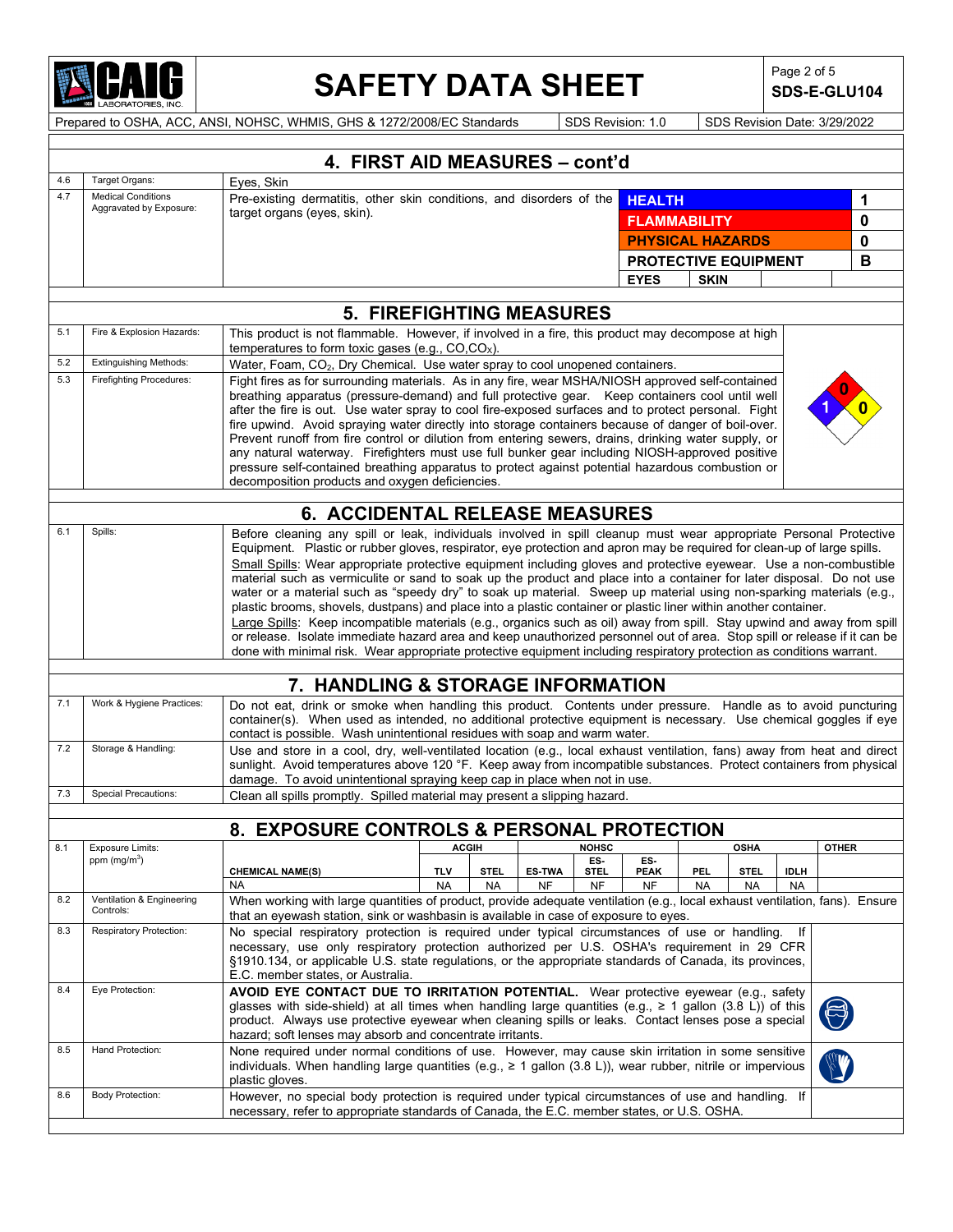## 4. FIRST AID MEASURES – cont'd

| | | |
|---|---|---|
| 4.6 | Target Organs: | Eyes, Skin |
| 4.7 | Medical Conditions Aggravated by Exposure: | Pre-existing dermatitis, other skin conditions, and disorders of the target organs (eyes, skin). |

| | |
|---|---|
| HEALTH | 1 |
| FLAMMABILITY | 0 |
| PHYSICAL HAZARDS | 0 |
| PROTECTIVE EQUIPMENT | B |
| EYES | SKIN |

## 5. FIREFIGHTING MEASURES

| | | |
|---|---|---|
| 5.1 | Fire & Explosion Hazards: | This product is not flammable. However, if involved in a fire, this product may decompose at high temperatures to form toxic gases (e.g., $CO, CO_X$). |
| 5.2 | Extinguishing Methods: | Water, Foam, $CO_2$, Dry Chemical. Use water spray to cool unopened containers. |
| 5.3 | Firefighting Procedures: | Fight fires as for surrounding materials. As in any fire, wear MSHA/NIOSH approved self-contained breathing apparatus (pressure-demand) and full protective gear. Keep containers cool until well after the fire is out. Use water spray to cool fire-exposed surfaces and to protect personal. Fight fire upwind. Avoid spraying water directly into storage containers because of danger of boil-over. Prevent runoff from fire control or dilution from entering sewers, drains, drinking water supply, or any natural waterway. Firefighters must use full bunker gear including NIOSH-approved positive pressure self-contained breathing apparatus to protect against potential hazardous combustion or decomposition products and oxygen deficiencies. |

NFPA: Health 1, Flammability 0, Reactivity 0

## 6. ACCIDENTAL RELEASE MEASURES

**6.1 Spills:**

Before cleaning any spill or leak, individuals involved in spill cleanup must wear appropriate Personal Protective Equipment. Plastic or rubber gloves, respirator, eye protection and apron may be required for clean-up of large spills.

Small Spills: Wear appropriate protective equipment including gloves and protective eyewear. Use a non-combustible material such as vermiculite or sand to soak up the product and place into a container for later disposal. Do not use water or a material such as "speedy dry" to soak up material. Sweep up material using non-sparking materials (e.g., plastic brooms, shovels, dustpans) and place into a plastic container or plastic liner within another container.

Large Spills: Keep incompatible materials (e.g., organics such as oil) away from spill. Stay upwind and away from spill or release. Isolate immediate hazard area and keep unauthorized personnel out of area. Stop spill or release if it can be done with minimal risk. Wear appropriate protective equipment including respiratory protection as conditions warrant.

## 7. HANDLING & STORAGE INFORMATION

| | | |
|---|---|---|
| 7.1 | Work & Hygiene Practices: | Do not eat, drink or smoke when handling this product. Contents under pressure. Handle as to avoid puncturing container(s). When used as intended, no additional protective equipment is necessary. Use chemical goggles if eye contact is possible. Wash unintentional residues with soap and warm water. |
| 7.2 | Storage & Handling: | Use and store in a cool, dry, well-ventilated location (e.g., local exhaust ventilation, fans) away from heat and direct sunlight. Avoid temperatures above 120 °F. Keep away from incompatible substances. Protect containers from physical damage. To avoid unintentional spraying keep cap in place when not in use. |
| 7.3 | Special Precautions: | Clean all spills promptly. Spilled material may present a slipping hazard. |

## 8. EXPOSURE CONTROLS & PERSONAL PROTECTION

**8.1 Exposure Limits: ppm (mg/m³)**

| | ACGIH | | NOHSC | | | OSHA | | | OTHER |
|---|---|---|---|---|---|---|---|---|---|
| CHEMICAL NAME(S) | TLV | STEL | ES-TWA | ES-STEL | ES-PEAK | PEL | STEL | IDLH | |
| NA | NA | NA | NF | NF | NF | NA | NA | NA | |

| | | |
|---|---|---|
| 8.2 | Ventilation & Engineering Controls: | When working with large quantities of product, provide adequate ventilation (e.g., local exhaust ventilation, fans). Ensure that an eyewash station, sink or washbasin is available in case of exposure to eyes. |
| 8.3 | Respiratory Protection: | No special respiratory protection is required under typical circumstances of use or handling. If necessary, use only respiratory protection authorized per U.S. OSHA's requirement in 29 CFR §1910.134, or applicable U.S. state regulations, or the appropriate standards of Canada, its provinces, E.C. member states, or Australia. |
| 8.4 | Eye Protection: | **AVOID EYE CONTACT DUE TO IRRITATION POTENTIAL.** Wear protective eyewear (e.g., safety glasses with side-shield) at all times when handling large quantities (e.g., ≥ 1 gallon (3.8 L)) of this product. Always use protective eyewear when cleaning spills or leaks. Contact lenses pose a special hazard; soft lenses may absorb and concentrate irritants. |
| 8.5 | Hand Protection: | None required under normal conditions of use. However, may cause skin irritation in some sensitive individuals. When handling large quantities (e.g., ≥ 1 gallon (3.8 L)), wear rubber, nitrile or impervious plastic gloves. |
| 8.6 | Body Protection: | However, no special body protection is required under typical circumstances of use and handling. If necessary, refer to appropriate standards of Canada, the E.C. member states, or U.S. OSHA. |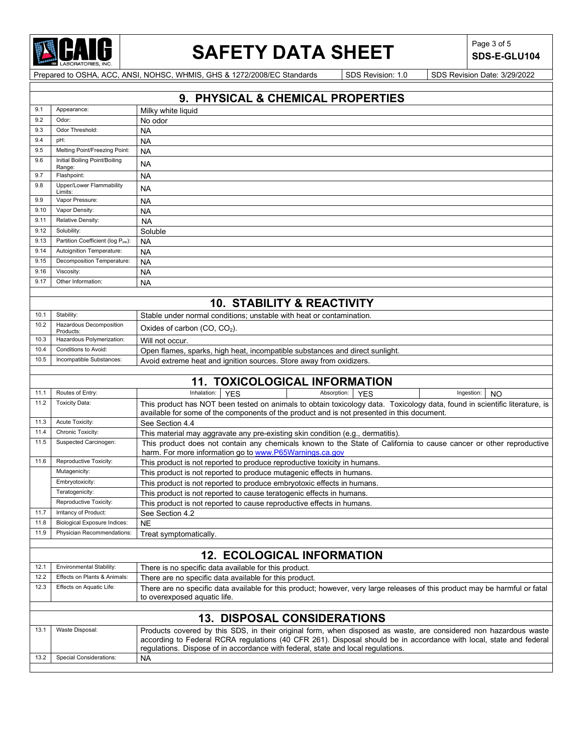## 9. PHYSICAL & CHEMICAL PROPERTIES

| | | |
|---|---|---|
| 9.1 | Appearance: | Milky white liquid |
| 9.2 | Odor: | No odor |
| 9.3 | Odor Threshold: | NA |
| 9.4 | pH: | NA |
| 9.5 | Melting Point/Freezing Point: | NA |
| 9.6 | Initial Boiling Point/Boiling Range: | NA |
| 9.7 | Flashpoint: | NA |
| 9.8 | Upper/Lower Flammability Limits: | NA |
| 9.9 | Vapor Pressure: | NA |
| 9.10 | Vapor Density: | NA |
| 9.11 | Relative Density: | NA |
| 9.12 | Solubility: | Soluble |
| 9.13 | Partition Coefficient (log $P_{ow}$): | NA |
| 9.14 | Autoignition Temperature: | NA |
| 9.15 | Decomposition Temperature: | NA |
| 9.16 | Viscosity: | NA |
| 9.17 | Other Information: | NA |

## 10. STABILITY & REACTIVITY

| | | |
|---|---|---|
| 10.1 | Stability: | Stable under normal conditions; unstable with heat or contamination. |
| 10.2 | Hazardous Decomposition Products: | Oxides of carbon (CO, $CO_2$). |
| 10.3 | Hazardous Polymerization: | Will not occur. |
| 10.4 | Conditions to Avoid: | Open flames, sparks, high heat, incompatible substances and direct sunlight. |
| 10.5 | Incompatible Substances: | Avoid extreme heat and ignition sources. Store away from oxidizers. |

## 11. TOXICOLOGICAL INFORMATION

| | | |
|---|---|---|
| 11.1 | Routes of Entry: | Inhalation: YES / Absorption: YES / Ingestion: NO |
| 11.2 | Toxicity Data: | This product has NOT been tested on animals to obtain toxicology data. Toxicology data, found in scientific literature, is available for some of the components of the product and is not presented in this document. |
| 11.3 | Acute Toxicity: | See Section 4.4 |
| 11.4 | Chronic Toxicity: | This material may aggravate any pre-existing skin condition (e.g., dermatitis). |
| 11.5 | Suspected Carcinogen: | This product does not contain any chemicals known to the State of California to cause cancer or other reproductive harm. For more information go to www.P65Warnings.ca.gov |
| 11.6 | Reproductive Toxicity: | This product is not reported to produce reproductive toxicity in humans. |
| | Mutagenicity: | This product is not reported to produce mutagenic effects in humans. |
| | Embryotoxicity: | This product is not reported to produce embryotoxic effects in humans. |
| | Teratogenicity: | This product is not reported to cause teratogenic effects in humans. |
| | Reproductive Toxicity: | This product is not reported to cause reproductive effects in humans. |
| 11.7 | Irritancy of Product: | See Section 4.2 |
| 11.8 | Biological Exposure Indices: | NE |
| 11.9 | Physician Recommendations: | Treat symptomatically. |

## 12. ECOLOGICAL INFORMATION

| | | |
|---|---|---|
| 12.1 | Environmental Stability: | There is no specific data available for this product. |
| 12.2 | Effects on Plants & Animals: | There are no specific data available for this product. |
| 12.3 | Effects on Aquatic Life: | There are no specific data available for this product; however, very large releases of this product may be harmful or fatal to overexposed aquatic life. |

## 13. DISPOSAL CONSIDERATIONS

| | | |
|---|---|---|
| 13.1 | Waste Disposal: | Products covered by this SDS, in their original form, when disposed as waste, are considered non hazardous waste according to Federal RCRA regulations (40 CFR 261). Disposal should be in accordance with local, state and federal regulations. Dispose of in accordance with federal, state and local regulations. |
| 13.2 | Special Considerations: | NA |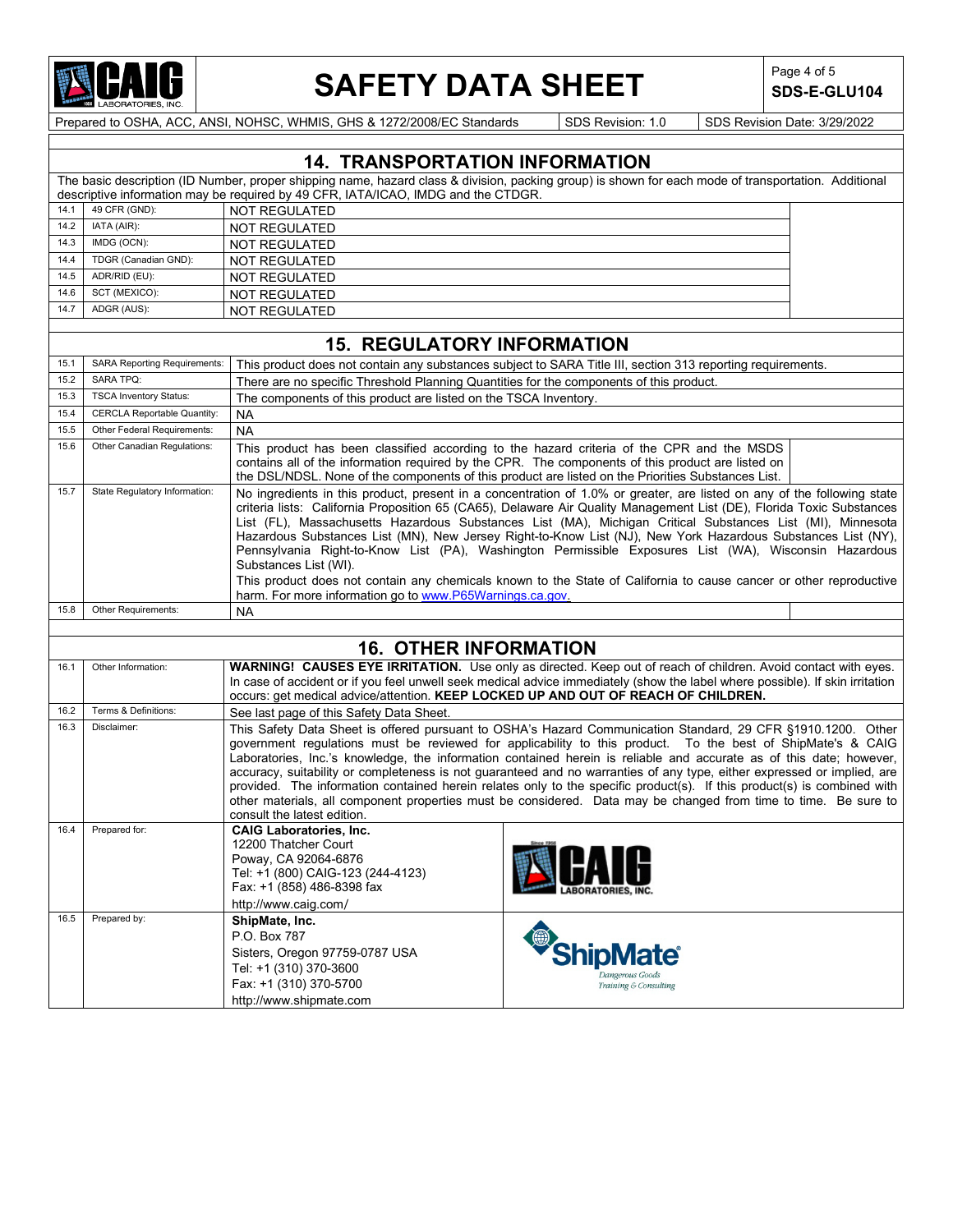## 14. TRANSPORTATION INFORMATION

The basic description (ID Number, proper shipping name, hazard class & division, packing group) is shown for each mode of transportation. Additional descriptive information may be required by 49 CFR, IATA/ICAO, IMDG and the CTDGR.

| | | |
|---|---|---|
| 14.1 | 49 CFR (GND): | NOT REGULATED |
| 14.2 | IATA (AIR): | NOT REGULATED |
| 14.3 | IMDG (OCN): | NOT REGULATED |
| 14.4 | TDGR (Canadian GND): | NOT REGULATED |
| 14.5 | ADR/RID (EU): | NOT REGULATED |
| 14.6 | SCT (MEXICO): | NOT REGULATED |
| 14.7 | ADGR (AUS): | NOT REGULATED |

## 15. REGULATORY INFORMATION

| | | |
|---|---|---|
| 15.1 | SARA Reporting Requirements: | This product does not contain any substances subject to SARA Title III, section 313 reporting requirements. |
| 15.2 | SARA TPQ: | There are no specific Threshold Planning Quantities for the components of this product. |
| 15.3 | TSCA Inventory Status: | The components of this product are listed on the TSCA Inventory. |
| 15.4 | CERCLA Reportable Quantity: | NA |
| 15.5 | Other Federal Requirements: | NA |
| 15.6 | Other Canadian Regulations: | This product has been classified according to the hazard criteria of the CPR and the MSDS contains all of the information required by the CPR. The components of this product are listed on the DSL/NDSL. None of the components of this product are listed on the Priorities Substances List. |
| 15.7 | State Regulatory Information: | No ingredients in this product, present in a concentration of 1.0% or greater, are listed on any of the following state criteria lists: California Proposition 65 (CA65), Delaware Air Quality Management List (DE), Florida Toxic Substances List (FL), Massachusetts Hazardous Substances List (MA), Michigan Critical Substances List (MI), Minnesota Hazardous Substances List (MN), New Jersey Right-to-Know List (NJ), New York Hazardous Substances List (NY), Pennsylvania Right-to-Know List (PA), Washington Permissible Exposures List (WA), Wisconsin Hazardous Substances List (WI). This product does not contain any chemicals known to the State of California to cause cancer or other reproductive harm. For more information go to www.P65Warnings.ca.gov. |
| 15.8 | Other Requirements: | NA |

## 16. OTHER INFORMATION

| | | |
|---|---|---|
| 16.1 | Other Information: | **WARNING! CAUSES EYE IRRITATION.** Use only as directed. Keep out of reach of children. Avoid contact with eyes. In case of accident or if you feel unwell seek medical advice immediately (show the label where possible). If skin irritation occurs: get medical advice/attention. **KEEP LOCKED UP AND OUT OF REACH OF CHILDREN.** |
| 16.2 | Terms & Definitions: | See last page of this Safety Data Sheet. |
| 16.3 | Disclaimer: | This Safety Data Sheet is offered pursuant to OSHA's Hazard Communication Standard, 29 CFR §1910.1200. Other government regulations must be reviewed for applicability to this product. To the best of ShipMate's & CAIG Laboratories, Inc.'s knowledge, the information contained herein is reliable and accurate as of this date; however, accuracy, suitability or completeness is not guaranteed and no warranties of any type, either expressed or implied, are provided. The information contained herein relates only to the specific product(s). If this product(s) is combined with other materials, all component properties must be considered. Data may be changed from time to time. Be sure to consult the latest edition. |
| 16.4 | Prepared for: | **CAIG Laboratories, Inc.**<br>12200 Thatcher Court<br>Poway, CA 92064-6876<br>Tel: +1 (800) CAIG-123 (244-4123)<br>Fax: +1 (858) 486-8398 fax<br>http://www.caig.com/ |
| 16.5 | Prepared by: | **ShipMate, Inc.**<br>P.O. Box 787<br>Sisters, Oregon 97759-0787 USA<br>Tel: +1 (310) 370-3600<br>Fax: +1 (310) 370-5700<br>http://www.shipmate.com |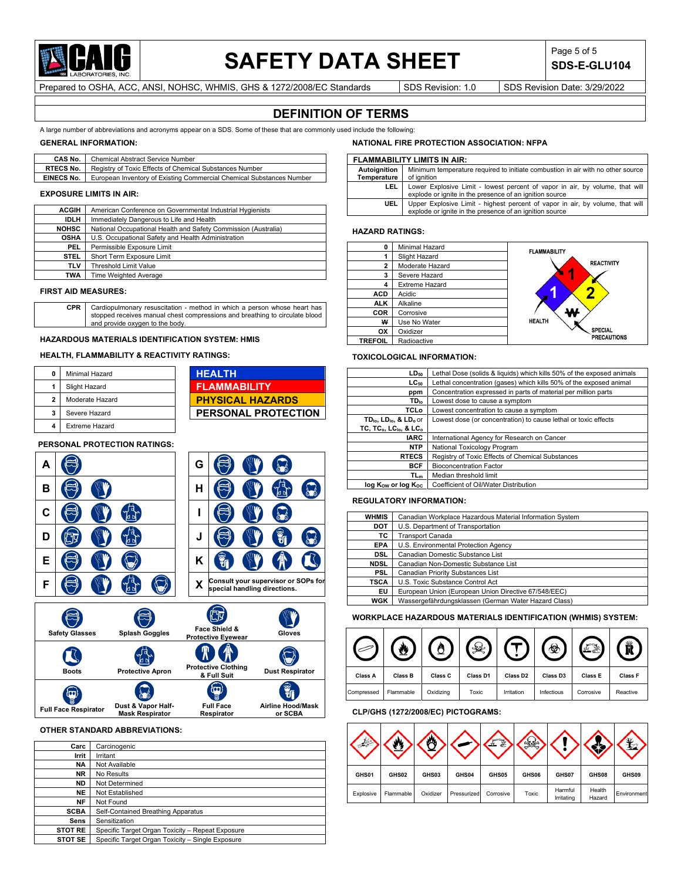# SAFETY DATA SHEET

SDS-E-GLU104

Prepared to OSHA, ACC, ANSI, NOHSC, WHMIS, GHS & 1272/2008/EC Standards | SDS Revision: 1.0 | SDS Revision Date: 3/29/2022

## DEFINITION OF TERMS

A large number of abbreviations and acronyms appear on a SDS. Some of these that are commonly used include the following:

### GENERAL INFORMATION:

| | |
|---|---|
| **CAS No.** | Chemical Abstract Service Number |
| **RTECS No.** | Registry of Toxic Effects of Chemical Substances Number |
| **EINECS No.** | European Inventory of Existing Commercial Chemical Substances Number |

### EXPOSURE LIMITS IN AIR:

| | |
|---|---|
| **ACGIH** | American Conference on Governmental Industrial Hygienists |
| **IDLH** | Immediately Dangerous to Life and Health |
| **NOHSC** | National Occupational Health and Safety Commission (Australia) |
| **OSHA** | U.S. Occupational Safety and Health Administration |
| **PEL** | Permissible Exposure Limit |
| **STEL** | Short Term Exposure Limit |
| **TLV** | Threshold Limit Value |
| **TWA** | Time Weighted Average |

### FIRST AID MEASURES:

| | |
|---|---|
| **CPR** | Cardiopulmonary resuscitation - method in which a person whose heart has stopped receives manual chest compressions and breathing to circulate blood and provide oxygen to the body. |

### HAZARDOUS MATERIALS IDENTIFICATION SYSTEM: HMIS

### HEALTH, FLAMMABILITY & REACTIVITY RATINGS:

| | |
|---|---|
| 0 | Minimal Hazard |
| 1 | Slight Hazard |
| 2 | Moderate Hazard |
| 3 | Severe Hazard |
| 4 | Extreme Hazard |

HEALTH
FLAMMABILITY
PHYSICAL HAZARDS
PERSONAL PROTECTION

### PERSONAL PROTECTION RATINGS:

X: Consult your supervisor or SOPs for special handling directions.

Safety Glasses | Splash Goggles | Face Shield & Protective Eyewear | Gloves | Boots | Protective Apron | Protective Clothing & Full Suit | Dust Respirator | Full Face Respirator | Dust & Vapor Half-Mask Respirator | Full Face Respirator | Airline Hood/Mask or SCBA

### OTHER STANDARD ABBREVIATIONS:

| | |
|---|---|
| **Carc** | Carcinogenic |
| **Irrit** | Irritant |
| **NA** | Not Available |
| **NR** | No Results |
| **ND** | Not Determined |
| **NE** | Not Established |
| **NF** | Not Found |
| **SCBA** | Self-Contained Breathing Apparatus |
| **Sens** | Sensitization |
| **STOT RE** | Specific Target Organ Toxicity – Repeat Exposure |
| **STOT SE** | Specific Target Organ Toxicity – Single Exposure |

### NATIONAL FIRE PROTECTION ASSOCIATION: NFPA

| FLAMMABILITY LIMITS IN AIR: | |
|---|---|
| **Autoignition Temperature** | Minimum temperature required to initiate combustion in air with no other source of ignition |
| **LEL** | Lower Explosive Limit - lowest percent of vapor in air, by volume, that will explode or ignite in the presence of an ignition source |
| **UEL** | Upper Explosive Limit - highest percent of vapor in air, by volume, that will explode or ignite in the presence of an ignition source |

### HAZARD RATINGS:

| | |
|---|---|
| **0** | Minimal Hazard |
| **1** | Slight Hazard |
| **2** | Moderate Hazard |
| **3** | Severe Hazard |
| **4** | Extreme Hazard |
| **ACD** | Acidic |
| **ALK** | Alkaline |
| **COR** | Corrosive |
| **W̶** | Use No Water |
| **OX** | Oxidizer |
| **TREFOIL** | Radioactive |

FLAMMABILITY
REACTIVITY
HEALTH
SPECIAL PRECAUTIONS

### TOXICOLOGICAL INFORMATION:

| | |
|---|---|
| **$LD_{50}$** | Lethal Dose (solids & liquids) which kills 50% of the exposed animals |
| **$LC_{50}$** | Lethal concentration (gases) which kills 50% of the exposed animal |
| **ppm** | Concentration expressed in parts of material per million parts |
| **$TD_{lo}$** | Lowest dose to cause a symptom |
| **TCLo** | Lowest concentration to cause a symptom |
| **$TD_{lo}$, $LD_{lo}$, & $LD_o$ or TC, $TC_o$, $LC_{lo}$, & $LC_o$** | Lowest dose (or concentration) to cause lethal or toxic effects |
| **IARC** | International Agency for Research on Cancer |
| **NTP** | National Toxicology Program |
| **RTECS** | Registry of Toxic Effects of Chemical Substances |
| **BCF** | Bioconcentration Factor |
| **$TL_m$** | Median threshold limit |
| **log $K_{OW}$ or log $K_{OC}$** | Coefficient of Oil/Water Distribution |

### REGULATORY INFORMATION:

| | |
|---|---|
| **WHMIS** | Canadian Workplace Hazardous Material Information System |
| **DOT** | U.S. Department of Transportation |
| **TC** | Transport Canada |
| **EPA** | U.S. Environmental Protection Agency |
| **DSL** | Canadian Domestic Substance List |
| **NDSL** | Canadian Non-Domestic Substance List |
| **PSL** | Canadian Priority Substances List |
| **TSCA** | U.S. Toxic Substance Control Act |
| **EU** | European Union (European Union Directive 67/548/EEC) |
| **WGK** | Wassergefährdungsklassen (German Water Hazard Class) |

### WORKPLACE HAZARDOUS MATERIALS IDENTIFICATION (WHMIS) SYSTEM:

| Class A | Class B | Class C | Class D1 | Class D2 | Class D3 | Class E | Class F |
|---|---|---|---|---|---|---|---|
| Compressed | Flammable | Oxidizing | Toxic | Irritation | Infectious | Corrosive | Reactive |

### CLP/GHS (1272/2008/EC) PICTOGRAMS:

| GHS01 | GHS02 | GHS03 | GHS04 | GHS05 | GHS06 | GHS07 | GHS08 | GHS09 |
|---|---|---|---|---|---|---|---|---|
| Explosive | Flammable | Oxidizer | Pressurized | Corrosive | Toxic | Harmful Irritating | Health Hazard | Environment |